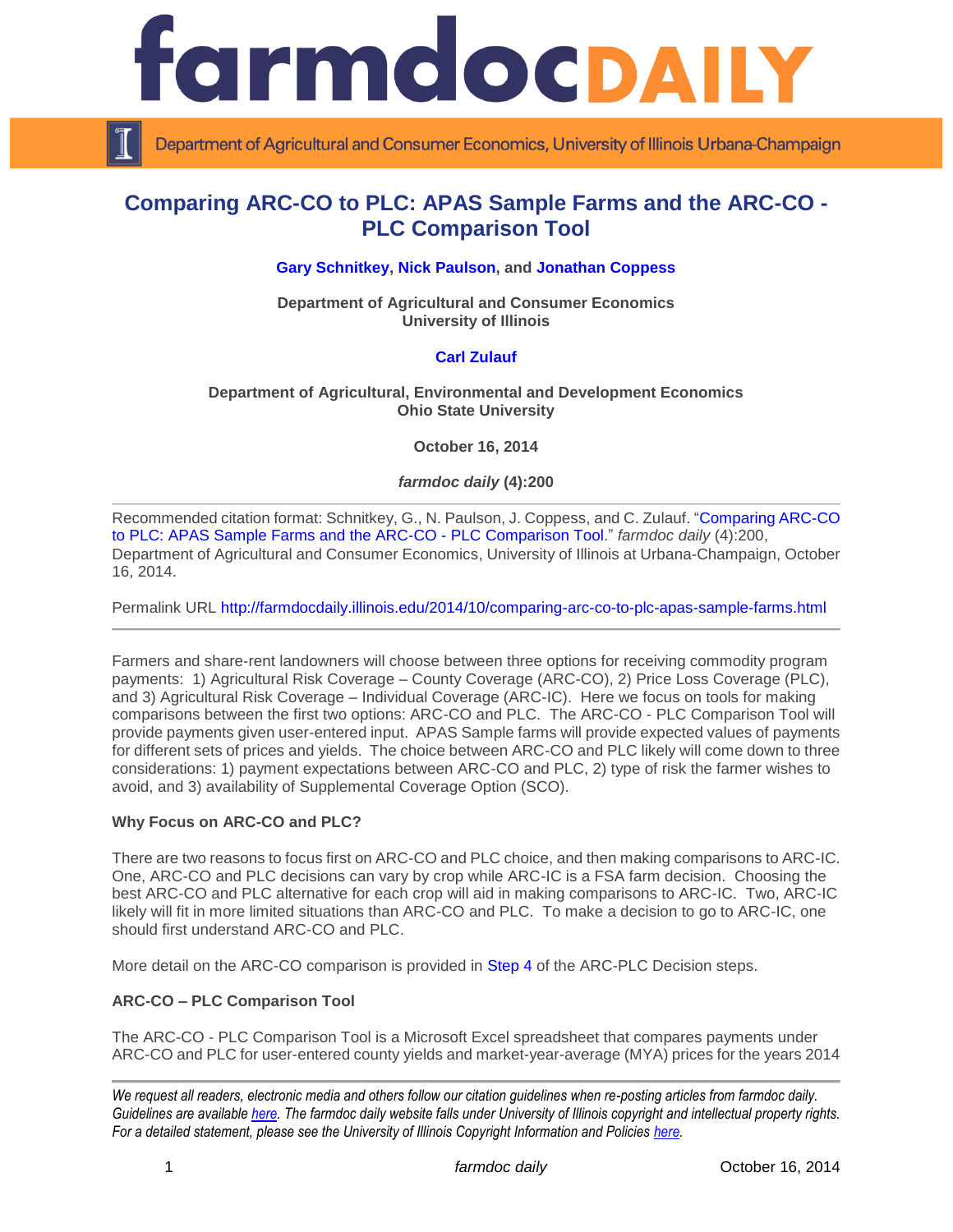# farmdoc DAILY

Department of Agricultural and Consumer Economics, University of Illinois Urbana-Champaign

## Comparing ARC-CO to PLC: APAS Sample Farms and the ARC-CO - PLC Comparison Tool

**Gary Schnitkey, Nick Paulson, and Jonathan Coppess**

**Department of Agricultural and Consumer Economics**
**University of Illinois**

**Carl Zulauf**

**Department of Agricultural, Environmental and Development Economics**
**Ohio State University**

**October 16, 2014**

***farmdoc daily* (4):200**

---

Recommended citation format: Schnitkey, G., N. Paulson, J. Coppess, and C. Zulauf. "Comparing ARC-CO to PLC: APAS Sample Farms and the ARC-CO - PLC Comparison Tool." *farmdoc daily* (4):200, Department of Agricultural and Consumer Economics, University of Illinois at Urbana-Champaign, October 16, 2014.

Permalink URL http://farmdocdaily.illinois.edu/2014/10/comparing-arc-co-to-plc-apas-sample-farms.html

---

Farmers and share-rent landowners will choose between three options for receiving commodity program payments: 1) Agricultural Risk Coverage – County Coverage (ARC-CO), 2) Price Loss Coverage (PLC), and 3) Agricultural Risk Coverage – Individual Coverage (ARC-IC). Here we focus on tools for making comparisons between the first two options: ARC-CO and PLC. The ARC-CO - PLC Comparison Tool will provide payments given user-entered input. APAS Sample farms will provide expected values of payments for different sets of prices and yields. The choice between ARC-CO and PLC likely will come down to three considerations: 1) payment expectations between ARC-CO and PLC, 2) type of risk the farmer wishes to avoid, and 3) availability of Supplemental Coverage Option (SCO).

**Why Focus on ARC-CO and PLC?**

There are two reasons to focus first on ARC-CO and PLC choice, and then making comparisons to ARC-IC. One, ARC-CO and PLC decisions can vary by crop while ARC-IC is a FSA farm decision. Choosing the best ARC-CO and PLC alternative for each crop will aid in making comparisons to ARC-IC. Two, ARC-IC likely will fit in more limited situations than ARC-CO and PLC. To make a decision to go to ARC-IC, one should first understand ARC-CO and PLC.

More detail on the ARC-CO comparison is provided in Step 4 of the ARC-PLC Decision steps.

**ARC-CO – PLC Comparison Tool**

The ARC-CO - PLC Comparison Tool is a Microsoft Excel spreadsheet that compares payments under ARC-CO and PLC for user-entered county yields and market-year-average (MYA) prices for the years 2014

---

*We request all readers, electronic media and others follow our citation guidelines when re-posting articles from farmdoc daily. Guidelines are available here. The farmdoc daily website falls under University of Illinois copyright and intellectual property rights. For a detailed statement, please see the University of Illinois Copyright Information and Policies here.*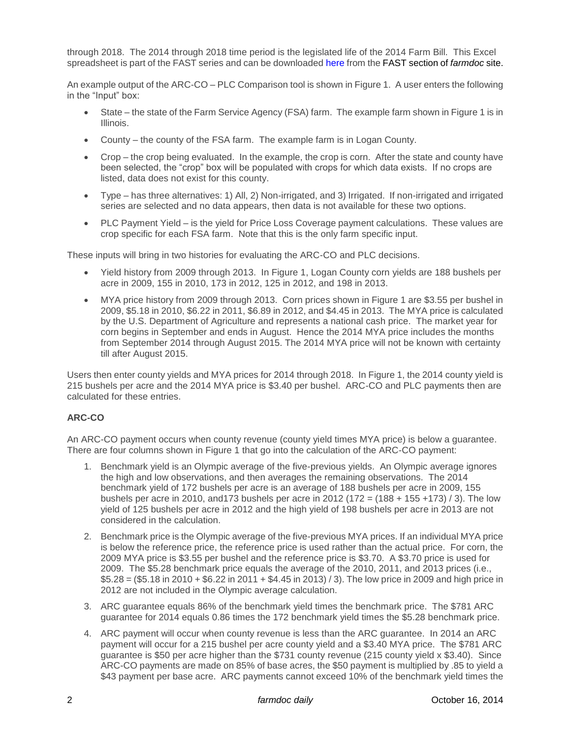through 2018. The 2014 through 2018 time period is the legislated life of the 2014 Farm Bill. This Excel spreadsheet is part of the FAST series and can be downloaded here from the FAST section of *farmdoc* site.

An example output of the ARC-CO – PLC Comparison tool is shown in Figure 1. A user enters the following in the "Input" box:

- State – the state of the Farm Service Agency (FSA) farm. The example farm shown in Figure 1 is in Illinois.
- County – the county of the FSA farm. The example farm is in Logan County.
- Crop – the crop being evaluated. In the example, the crop is corn. After the state and county have been selected, the "crop" box will be populated with crops for which data exists. If no crops are listed, data does not exist for this county.
- Type – has three alternatives: 1) All, 2) Non-irrigated, and 3) Irrigated. If non-irrigated and irrigated series are selected and no data appears, then data is not available for these two options.
- PLC Payment Yield – is the yield for Price Loss Coverage payment calculations. These values are crop specific for each FSA farm. Note that this is the only farm specific input.

These inputs will bring in two histories for evaluating the ARC-CO and PLC decisions.

- Yield history from 2009 through 2013. In Figure 1, Logan County corn yields are 188 bushels per acre in 2009, 155 in 2010, 173 in 2012, 125 in 2012, and 198 in 2013.
- MYA price history from 2009 through 2013. Corn prices shown in Figure 1 are $3.55 per bushel in 2009, $5.18 in 2010, $6.22 in 2011, $6.89 in 2012, and $4.45 in 2013. The MYA price is calculated by the U.S. Department of Agriculture and represents a national cash price. The market year for corn begins in September and ends in August. Hence the 2014 MYA price includes the months from September 2014 through August 2015. The 2014 MYA price will not be known with certainty till after August 2015.

Users then enter county yields and MYA prices for 2014 through 2018. In Figure 1, the 2014 county yield is 215 bushels per acre and the 2014 MYA price is $3.40 per bushel. ARC-CO and PLC payments then are calculated for these entries.

**ARC-CO**

An ARC-CO payment occurs when county revenue (county yield times MYA price) is below a guarantee. There are four columns shown in Figure 1 that go into the calculation of the ARC-CO payment:

1. Benchmark yield is an Olympic average of the five-previous yields. An Olympic average ignores the high and low observations, and then averages the remaining observations. The 2014 benchmark yield of 172 bushels per acre is an average of 188 bushels per acre in 2009, 155 bushels per acre in 2010, and173 bushels per acre in 2012 (172 = (188 + 155 +173) / 3). The low yield of 125 bushels per acre in 2012 and the high yield of 198 bushels per acre in 2013 are not considered in the calculation.
2. Benchmark price is the Olympic average of the five-previous MYA prices. If an individual MYA price is below the reference price, the reference price is used rather than the actual price. For corn, the 2009 MYA price is $3.55 per bushel and the reference price is $3.70. A $3.70 price is used for 2009. The $5.28 benchmark price equals the average of the 2010, 2011, and 2013 prices (i.e., $5.28 = ($5.18 in 2010 + $6.22 in 2011 + $4.45 in 2013) / 3). The low price in 2009 and high price in 2012 are not included in the Olympic average calculation.
3. ARC guarantee equals 86% of the benchmark yield times the benchmark price. The $781 ARC guarantee for 2014 equals 0.86 times the 172 benchmark yield times the $5.28 benchmark price.
4. ARC payment will occur when county revenue is less than the ARC guarantee. In 2014 an ARC payment will occur for a 215 bushel per acre county yield and a $3.40 MYA price. The $781 ARC guarantee is $50 per acre higher than the $731 county revenue (215 county yield x $3.40). Since ARC-CO payments are made on 85% of base acres, the $50 payment is multiplied by .85 to yield a $43 payment per base acre. ARC payments cannot exceed 10% of the benchmark yield times the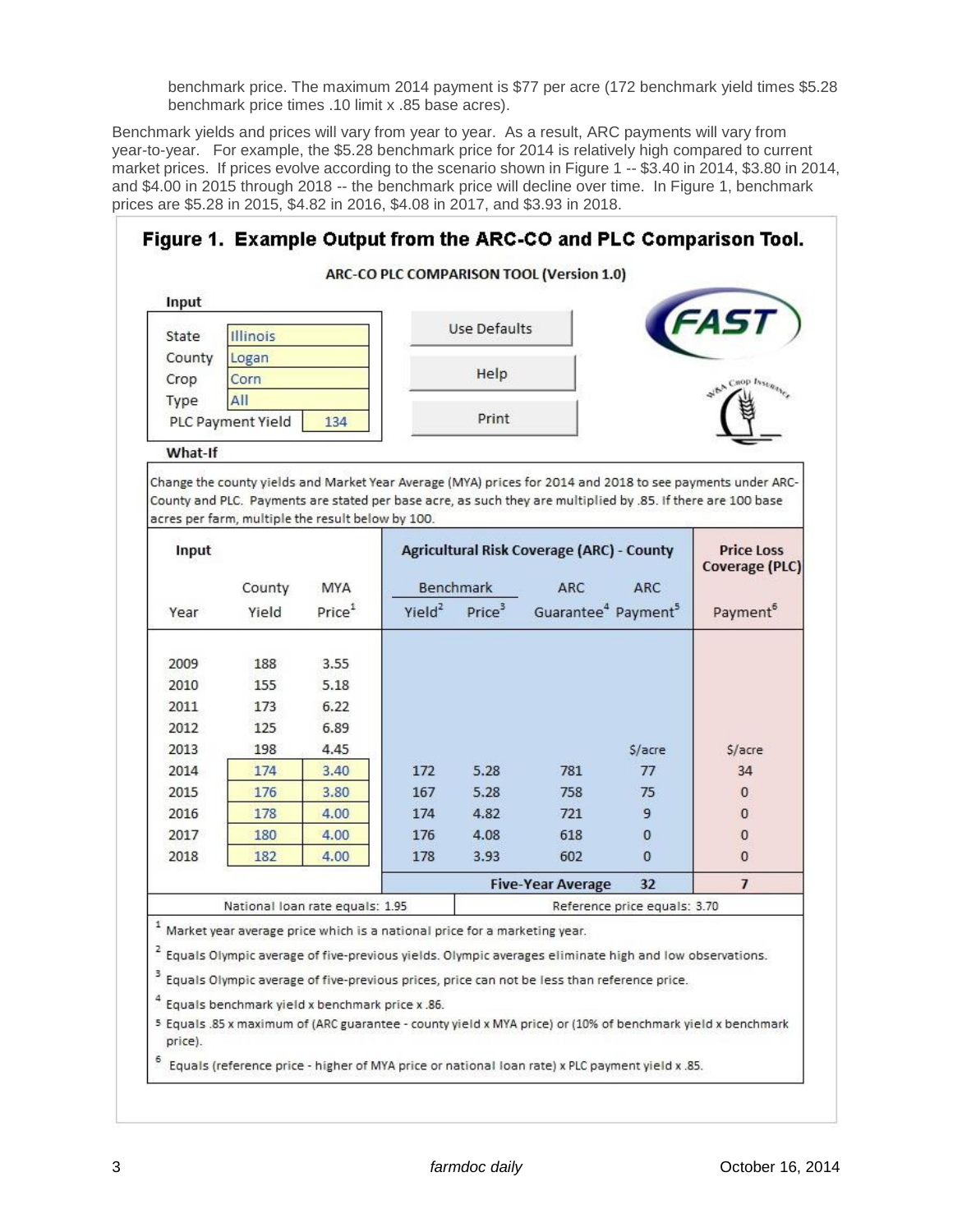benchmark price. The maximum 2014 payment is $77 per acre (172 benchmark yield times $5.28 benchmark price times .10 limit x .85 base acres).

Benchmark yields and prices will vary from year to year. As a result, ARC payments will vary from year-to-year. For example, the $5.28 benchmark price for 2014 is relatively high compared to current market prices. If prices evolve according to the scenario shown in Figure 1 -- $3.40 in 2014, $3.80 in 2014, and $4.00 in 2015 through 2018 -- the benchmark price will decline over time. In Figure 1, benchmark prices are $5.28 in 2015, $4.82 in 2016, $4.08 in 2017, and $3.93 in 2018.

## Figure 1. Example Output from the ARC-CO and PLC Comparison Tool.

**ARC-CO PLC COMPARISON TOOL (Version 1.0)**

**Input**

| | |
|---|---|
| State | Illinois |
| County | Logan |
| Crop | Corn |
| Type | All |
| PLC Payment Yield | 134 |

Use Defaults | Help | Print

FAST

**What-If**

Change the county yields and Market Year Average (MYA) prices for 2014 and 2018 to see payments under ARC-County and PLC. Payments are stated per base acre, as such they are multiplied by .85. If there are 100 base acres per farm, multiple the result below by 100.

| Input | | | Agricultural Risk Coverage (ARC) - County | | | | Price Loss Coverage (PLC) |
|---|---|---|---|---|---|---|---|
| | County | MYA | Benchmark | | ARC | ARC | |
| Year | Yield | Price[1] | Yield[2] | Price[3] | Guarantee[4] | Payment[5] | Payment[6] |
| 2009 | 188 | 3.55 | | | | | |
| 2010 | 155 | 5.18 | | | | | |
| 2011 | 173 | 6.22 | | | | | |
| 2012 | 125 | 6.89 | | | | | |
| 2013 | 198 | 4.45 | | | | $/acre | $/acre |
| 2014 | 174 | 3.40 | 172 | 5.28 | 781 | 77 | 34 |
| 2015 | 176 | 3.80 | 167 | 5.28 | 758 | 75 | 0 |
| 2016 | 178 | 4.00 | 174 | 4.82 | 721 | 9 | 0 |
| 2017 | 180 | 4.00 | 176 | 4.08 | 618 | 0 | 0 |
| 2018 | 182 | 4.00 | 178 | 3.93 | 602 | 0 | 0 |
| | | | | | Five-Year Average | 32 | 7 |

National loan rate equals: 1.95 | Reference price equals: 3.70

[1] Market year average price which is a national price for a marketing year.

[2] Equals Olympic average of five-previous yields. Olympic averages eliminate high and low observations.

[3] Equals Olympic average of five-previous prices, price can not be less than reference price.

[4] Equals benchmark yield x benchmark price x .86.

[5] Equals .85 x maximum of (ARC guarantee - county yield x MYA price) or (10% of benchmark yield x benchmark price).

[6] Equals (reference price - higher of MYA price or national loan rate) x PLC payment yield x .85.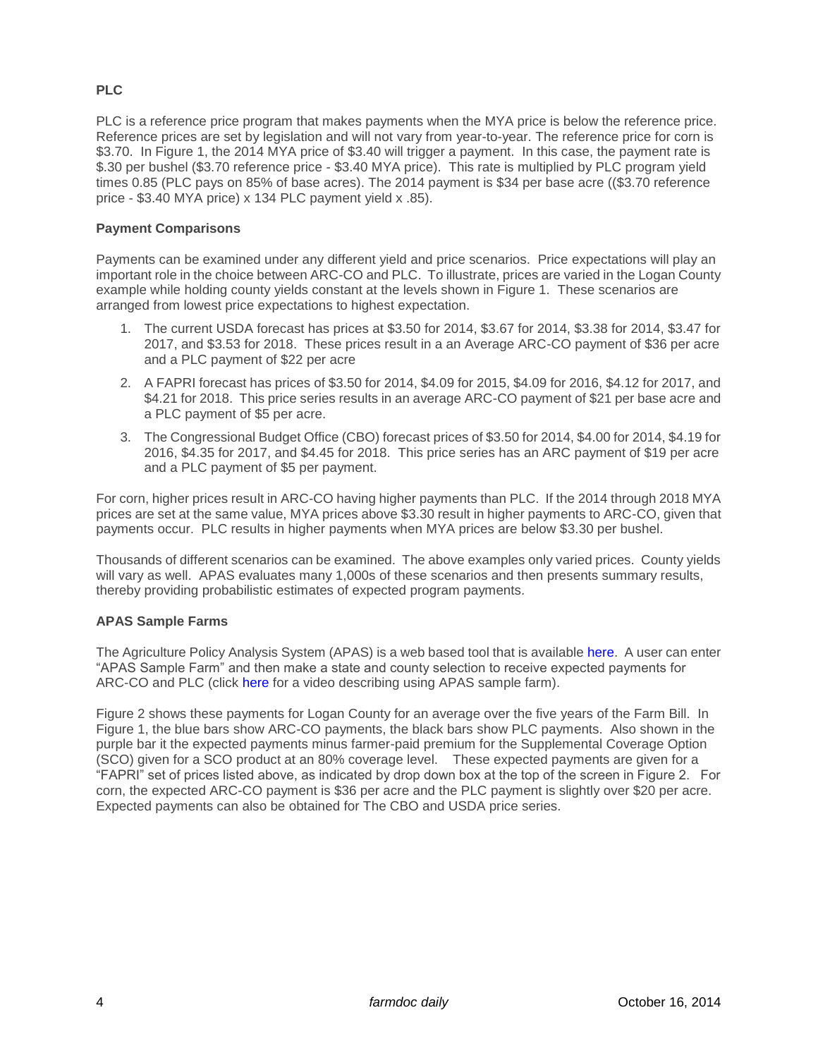**PLC**

PLC is a reference price program that makes payments when the MYA price is below the reference price. Reference prices are set by legislation and will not vary from year-to-year. The reference price for corn is \$3.70. In Figure 1, the 2014 MYA price of \$3.40 will trigger a payment. In this case, the payment rate is \$.30 per bushel (\$3.70 reference price - \$3.40 MYA price). This rate is multiplied by PLC program yield times 0.85 (PLC pays on 85% of base acres). The 2014 payment is \$34 per base acre ((\$3.70 reference price - \$3.40 MYA price) x 134 PLC payment yield x .85).

**Payment Comparisons**

Payments can be examined under any different yield and price scenarios. Price expectations will play an important role in the choice between ARC-CO and PLC. To illustrate, prices are varied in the Logan County example while holding county yields constant at the levels shown in Figure 1. These scenarios are arranged from lowest price expectations to highest expectation.

1. The current USDA forecast has prices at \$3.50 for 2014, \$3.67 for 2014, \$3.38 for 2014, \$3.47 for 2017, and \$3.53 for 2018. These prices result in a an Average ARC-CO payment of \$36 per acre and a PLC payment of \$22 per acre
2. A FAPRI forecast has prices of \$3.50 for 2014, \$4.09 for 2015, \$4.09 for 2016, \$4.12 for 2017, and \$4.21 for 2018. This price series results in an average ARC-CO payment of \$21 per base acre and a PLC payment of \$5 per acre.
3. The Congressional Budget Office (CBO) forecast prices of \$3.50 for 2014, \$4.00 for 2014, \$4.19 for 2016, \$4.35 for 2017, and \$4.45 for 2018. This price series has an ARC payment of \$19 per acre and a PLC payment of \$5 per payment.

For corn, higher prices result in ARC-CO having higher payments than PLC. If the 2014 through 2018 MYA prices are set at the same value, MYA prices above \$3.30 result in higher payments to ARC-CO, given that payments occur. PLC results in higher payments when MYA prices are below \$3.30 per bushel.

Thousands of different scenarios can be examined. The above examples only varied prices. County yields will vary as well. APAS evaluates many 1,000s of these scenarios and then presents summary results, thereby providing probabilistic estimates of expected program payments.

**APAS Sample Farms**

The Agriculture Policy Analysis System (APAS) is a web based tool that is available here. A user can enter "APAS Sample Farm" and then make a state and county selection to receive expected payments for ARC-CO and PLC (click here for a video describing using APAS sample farm).

Figure 2 shows these payments for Logan County for an average over the five years of the Farm Bill. In Figure 1, the blue bars show ARC-CO payments, the black bars show PLC payments. Also shown in the purple bar it the expected payments minus farmer-paid premium for the Supplemental Coverage Option (SCO) given for a SCO product at an 80% coverage level. These expected payments are given for a "FAPRI" set of prices listed above, as indicated by drop down box at the top of the screen in Figure 2. For corn, the expected ARC-CO payment is \$36 per acre and the PLC payment is slightly over \$20 per acre. Expected payments can also be obtained for The CBO and USDA price series.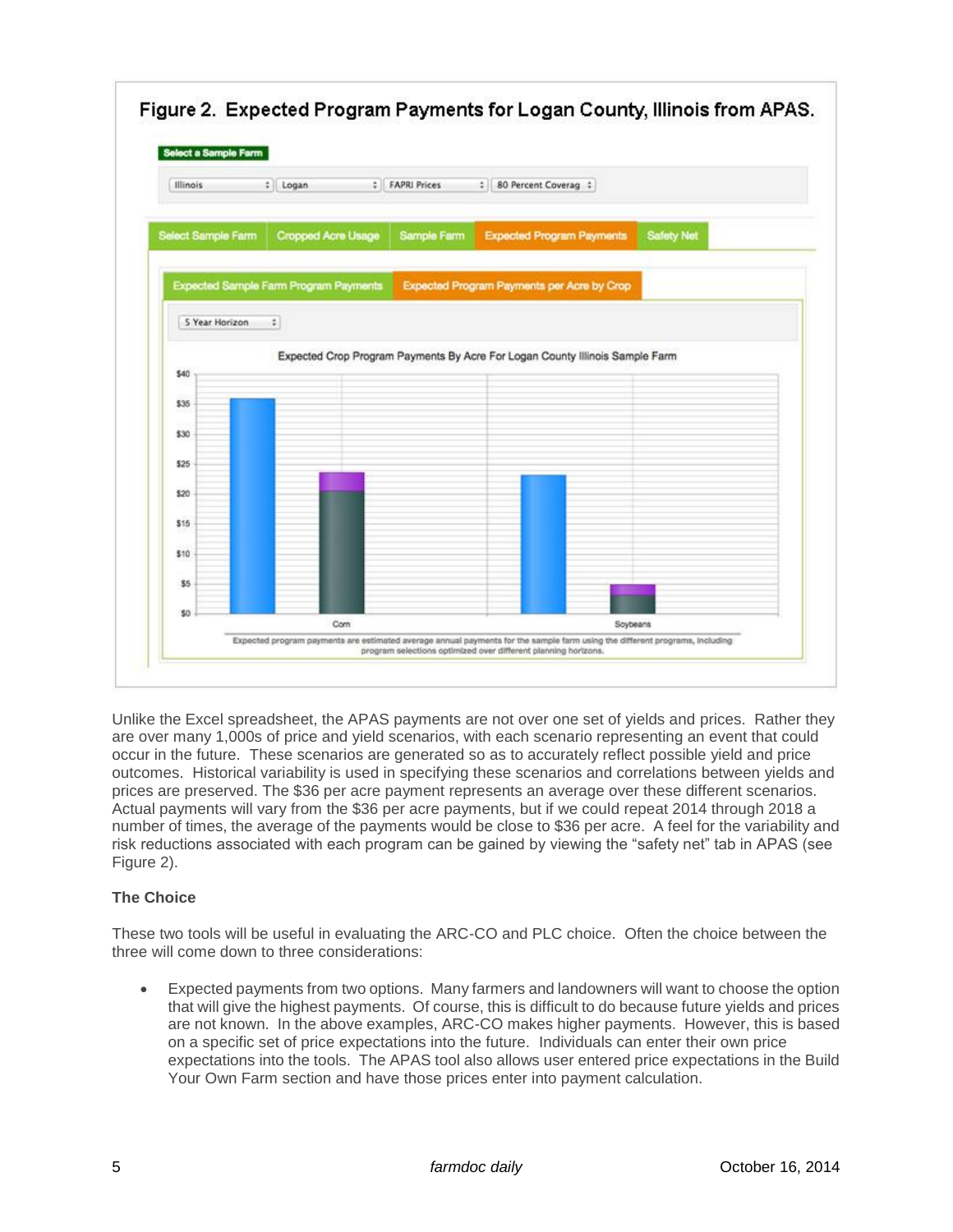**Figure 2. Expected Program Payments for Logan County, Illinois from APAS.**

Select a Sample Farm

Illinois | Logan | FAPRI Prices | 80 Percent Coverag

Select Sample Farm | Cropped Acre Usage | Sample Farm | Expected Program Payments | Safety Net

Expected Sample Farm Program Payments | Expected Program Payments per Acre by Crop

5 Year Horizon

Expected Crop Program Payments By Acre For Logan County Illinois Sample Farm

$40
$35
$30
$25
$20
$15
$10
$5
$0

Corn
Soybeans

Expected program payments are estimated average annual payments for the sample farm using the different programs, including program selections optimized over different planning horizons.

Unlike the Excel spreadsheet, the APAS payments are not over one set of yields and prices. Rather they are over many 1,000s of price and yield scenarios, with each scenario representing an event that could occur in the future. These scenarios are generated so as to accurately reflect possible yield and price outcomes. Historical variability is used in specifying these scenarios and correlations between yields and prices are preserved. The $36 per acre payment represents an average over these different scenarios. Actual payments will vary from the $36 per acre payments, but if we could repeat 2014 through 2018 a number of times, the average of the payments would be close to $36 per acre. A feel for the variability and risk reductions associated with each program can be gained by viewing the "safety net" tab in APAS (see Figure 2).

**The Choice**

These two tools will be useful in evaluating the ARC-CO and PLC choice. Often the choice between the three will come down to three considerations:

- Expected payments from two options. Many farmers and landowners will want to choose the option that will give the highest payments. Of course, this is difficult to do because future yields and prices are not known. In the above examples, ARC-CO makes higher payments. However, this is based on a specific set of price expectations into the future. Individuals can enter their own price expectations into the tools. The APAS tool also allows user entered price expectations in the Build Your Own Farm section and have those prices enter into payment calculation.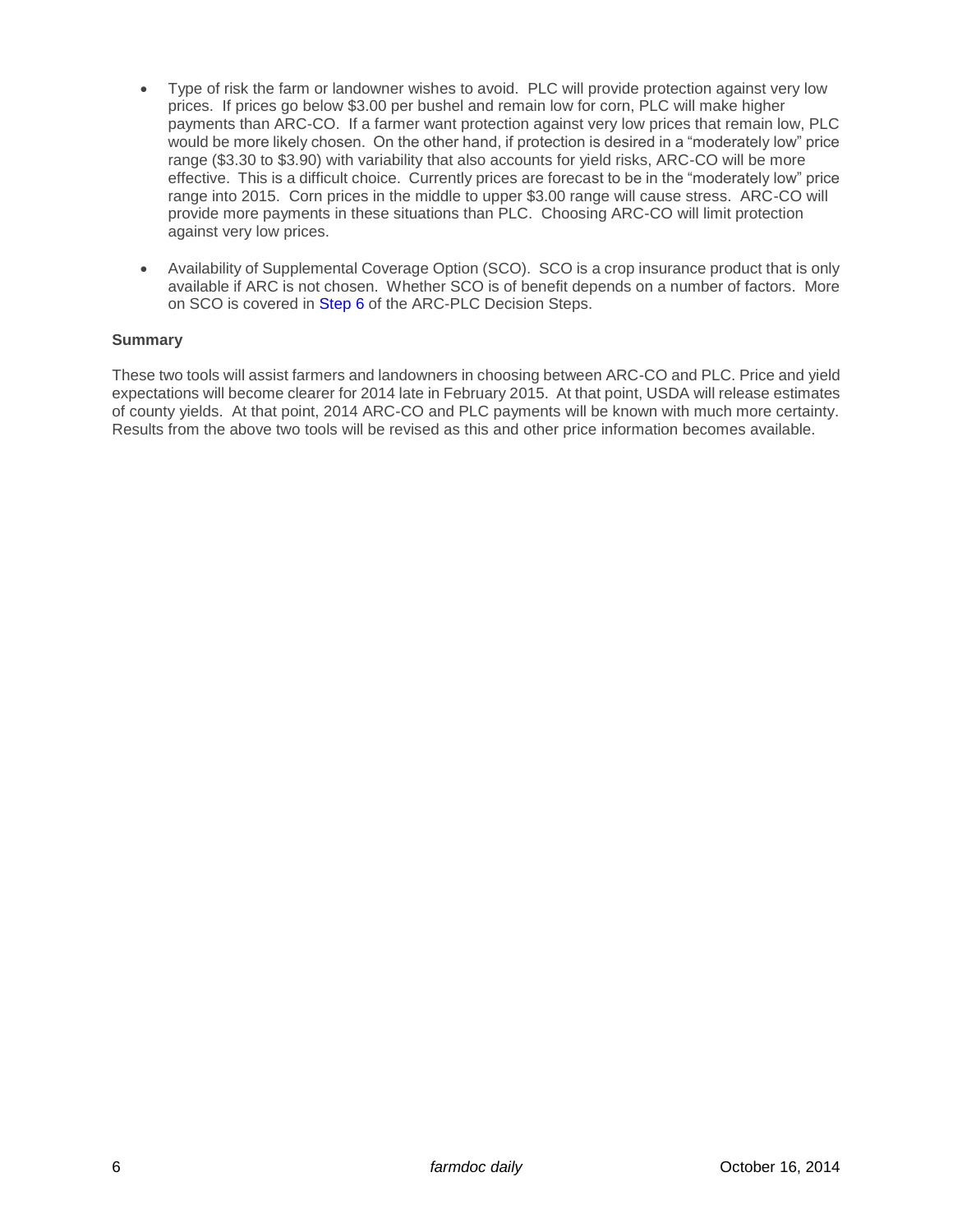- Type of risk the farm or landowner wishes to avoid. PLC will provide protection against very low prices. If prices go below $3.00 per bushel and remain low for corn, PLC will make higher payments than ARC-CO. If a farmer want protection against very low prices that remain low, PLC would be more likely chosen. On the other hand, if protection is desired in a "moderately low" price range ($3.30 to $3.90) with variability that also accounts for yield risks, ARC-CO will be more effective. This is a difficult choice. Currently prices are forecast to be in the "moderately low" price range into 2015. Corn prices in the middle to upper $3.00 range will cause stress. ARC-CO will provide more payments in these situations than PLC. Choosing ARC-CO will limit protection against very low prices.

- Availability of Supplemental Coverage Option (SCO). SCO is a crop insurance product that is only available if ARC is not chosen. Whether SCO is of benefit depends on a number of factors. More on SCO is covered in Step 6 of the ARC-PLC Decision Steps.

**Summary**

These two tools will assist farmers and landowners in choosing between ARC-CO and PLC. Price and yield expectations will become clearer for 2014 late in February 2015. At that point, USDA will release estimates of county yields. At that point, 2014 ARC-CO and PLC payments will be known with much more certainty. Results from the above two tools will be revised as this and other price information becomes available.